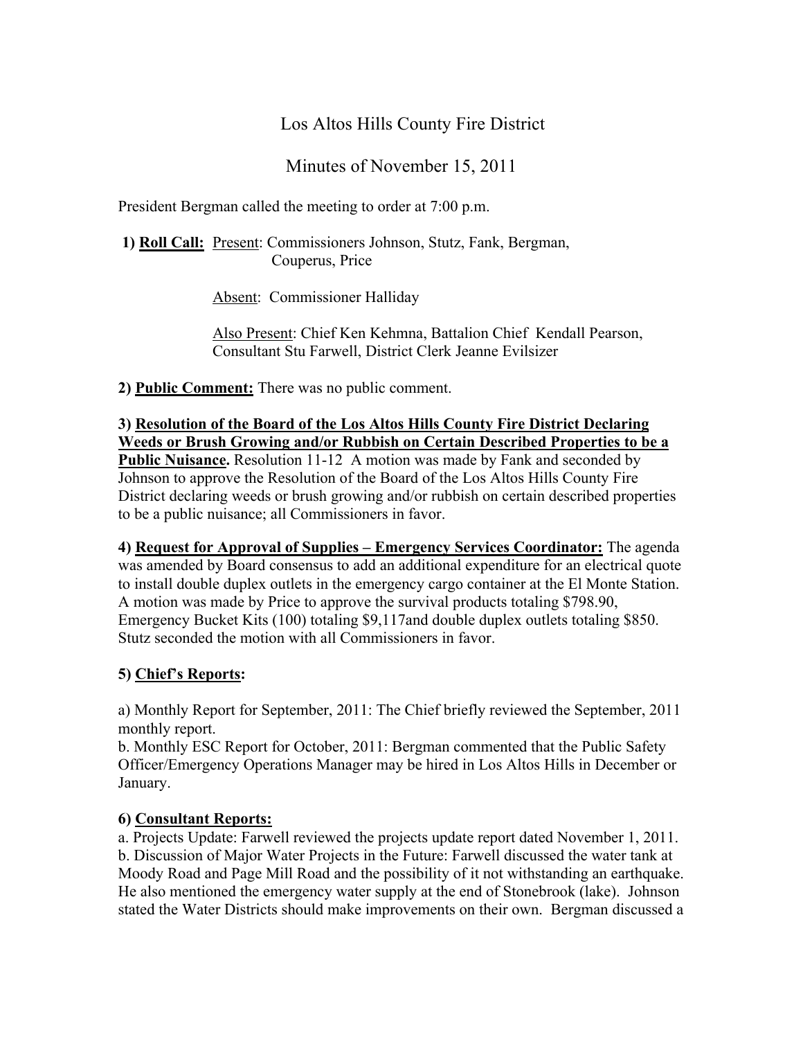# Los Altos Hills County Fire District

## Minutes of November 15, 2011

President Bergman called the meeting to order at 7:00 p.m.

**1) Roll Call:** Present: Commissioners Johnson, Stutz, Fank, Bergman, Couperus, Price

Absent: Commissioner Halliday

Also Present: Chief Ken Kehmna, Battalion Chief Kendall Pearson, Consultant Stu Farwell, District Clerk Jeanne Evilsizer

**2) Public Comment:** There was no public comment.

**3) Resolution of the Board of the Los Altos Hills County Fire District Declaring Weeds or Brush Growing and/or Rubbish on Certain Described Properties to be a Public Nuisance.** Resolution 11-12 A motion was made by Fank and seconded by Johnson to approve the Resolution of the Board of the Los Altos Hills County Fire District declaring weeds or brush growing and/or rubbish on certain described properties to be a public nuisance; all Commissioners in favor.

**4) Request for Approval of Supplies – Emergency Services Coordinator:** The agenda was amended by Board consensus to add an additional expenditure for an electrical quote to install double duplex outlets in the emergency cargo container at the El Monte Station. A motion was made by Price to approve the survival products totaling $798.90, Emergency Bucket Kits (100) totaling $9,117and double duplex outlets totaling $850. Stutz seconded the motion with all Commissioners in favor.

**5) Chief's Reports:**

a) Monthly Report for September, 2011: The Chief briefly reviewed the September, 2011 monthly report.

b. Monthly ESC Report for October, 2011: Bergman commented that the Public Safety Officer/Emergency Operations Manager may be hired in Los Altos Hills in December or January.

**6) Consultant Reports:**

a. Projects Update: Farwell reviewed the projects update report dated November 1, 2011.

b. Discussion of Major Water Projects in the Future: Farwell discussed the water tank at Moody Road and Page Mill Road and the possibility of it not withstanding an earthquake. He also mentioned the emergency water supply at the end of Stonebrook (lake). Johnson stated the Water Districts should make improvements on their own. Bergman discussed a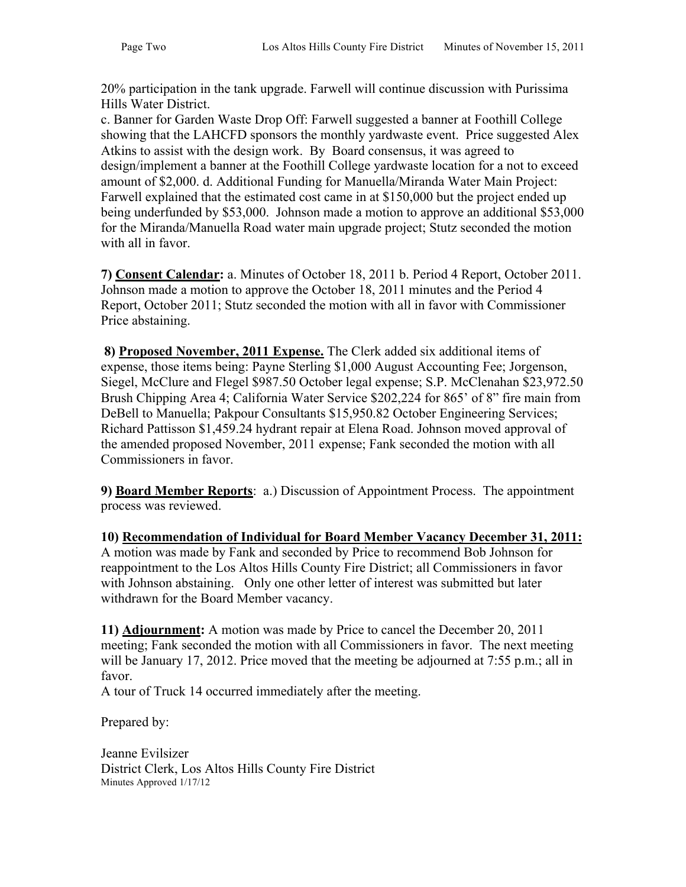20% participation in the tank upgrade. Farwell will continue discussion with Purissima Hills Water District.

c. Banner for Garden Waste Drop Off: Farwell suggested a banner at Foothill College showing that the LAHCFD sponsors the monthly yardwaste event. Price suggested Alex Atkins to assist with the design work. By Board consensus, it was agreed to design/implement a banner at the Foothill College yardwaste location for a not to exceed amount of $2,000. d. Additional Funding for Manuella/Miranda Water Main Project: Farwell explained that the estimated cost came in at $150,000 but the project ended up being underfunded by $53,000. Johnson made a motion to approve an additional $53,000 for the Miranda/Manuella Road water main upgrade project; Stutz seconded the motion with all in favor.

**7) <u>Consent Calendar</u>:** a. Minutes of October 18, 2011 b. Period 4 Report, October 2011. Johnson made a motion to approve the October 18, 2011 minutes and the Period 4 Report, October 2011; Stutz seconded the motion with all in favor with Commissioner Price abstaining.

**8) <u>Proposed November, 2011 Expense.</u>** The Clerk added six additional items of expense, those items being: Payne Sterling $1,000 August Accounting Fee; Jorgenson, Siegel, McClure and Flegel $987.50 October legal expense; S.P. McClenahan $23,972.50 Brush Chipping Area 4; California Water Service $202,224 for 865' of 8" fire main from DeBell to Manuella; Pakpour Consultants $15,950.82 October Engineering Services; Richard Pattisson $1,459.24 hydrant repair at Elena Road. Johnson moved approval of the amended proposed November, 2011 expense; Fank seconded the motion with all Commissioners in favor.

**9) <u>Board Member Reports</u>**: a.) Discussion of Appointment Process. The appointment process was reviewed.

**10) <u>Recommendation of Individual for Board Member Vacancy December 31, 2011:</u>** A motion was made by Fank and seconded by Price to recommend Bob Johnson for reappointment to the Los Altos Hills County Fire District; all Commissioners in favor with Johnson abstaining. Only one other letter of interest was submitted but later withdrawn for the Board Member vacancy.

**11) <u>Adjournment</u>:** A motion was made by Price to cancel the December 20, 2011 meeting; Fank seconded the motion with all Commissioners in favor. The next meeting will be January 17, 2012. Price moved that the meeting be adjourned at 7:55 p.m.; all in favor.

A tour of Truck 14 occurred immediately after the meeting.

Prepared by:

Jeanne Evilsizer
District Clerk, Los Altos Hills County Fire District
Minutes Approved 1/17/12